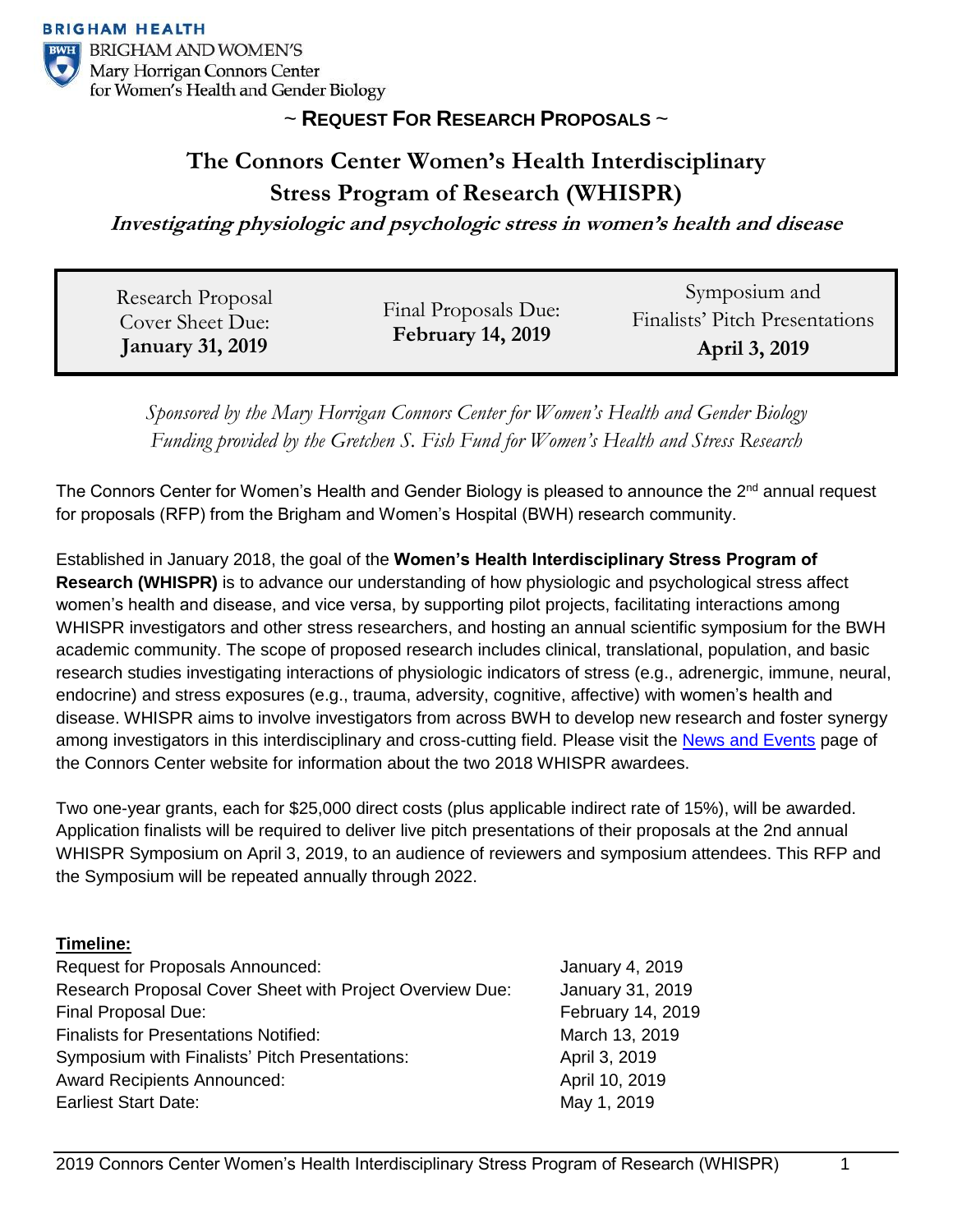BRIGHAM HEALTH

BRIGHAM AND WOMEN'S
Mary Horrigan Connors Center
for Women's Health and Gender Biology

~ **REQUEST FOR RESEARCH PROPOSALS** ~

# The Connors Center Women's Health Interdisciplinary Stress Program of Research (WHISPR)

***Investigating physiologic and psychologic stress in women's health and disease***

| Research Proposal Cover Sheet Due: **January 31, 2019** | Final Proposals Due: **February 14, 2019** | Symposium and Finalists' Pitch Presentations **April 3, 2019** |
|---|---|---|

*Sponsored by the Mary Horrigan Connors Center for Women's Health and Gender Biology*
*Funding provided by the Gretchen S. Fish Fund for Women's Health and Stress Research*

The Connors Center for Women's Health and Gender Biology is pleased to announce the 2nd annual request for proposals (RFP) from the Brigham and Women's Hospital (BWH) research community.

Established in January 2018, the goal of the **Women's Health Interdisciplinary Stress Program of Research (WHISPR)** is to advance our understanding of how physiologic and psychological stress affect women's health and disease, and vice versa, by supporting pilot projects, facilitating interactions among WHISPR investigators and other stress researchers, and hosting an annual scientific symposium for the BWH academic community. The scope of proposed research includes clinical, translational, population, and basic research studies investigating interactions of physiologic indicators of stress (e.g., adrenergic, immune, neural, endocrine) and stress exposures (e.g., trauma, adversity, cognitive, affective) with women's health and disease. WHISPR aims to involve investigators from across BWH to develop new research and foster synergy among investigators in this interdisciplinary and cross-cutting field. Please visit the News and Events page of the Connors Center website for information about the two 2018 WHISPR awardees.

Two one-year grants, each for $25,000 direct costs (plus applicable indirect rate of 15%), will be awarded. Application finalists will be required to deliver live pitch presentations of their proposals at the 2nd annual WHISPR Symposium on April 3, 2019, to an audience of reviewers and symposium attendees. This RFP and the Symposium will be repeated annually through 2022.

**Timeline:**

| | |
|---|---|
| Request for Proposals Announced: | January 4, 2019 |
| Research Proposal Cover Sheet with Project Overview Due: | January 31, 2019 |
| Final Proposal Due: | February 14, 2019 |
| Finalists for Presentations Notified: | March 13, 2019 |
| Symposium with Finalists' Pitch Presentations: | April 3, 2019 |
| Award Recipients Announced: | April 10, 2019 |
| Earliest Start Date: | May 1, 2019 |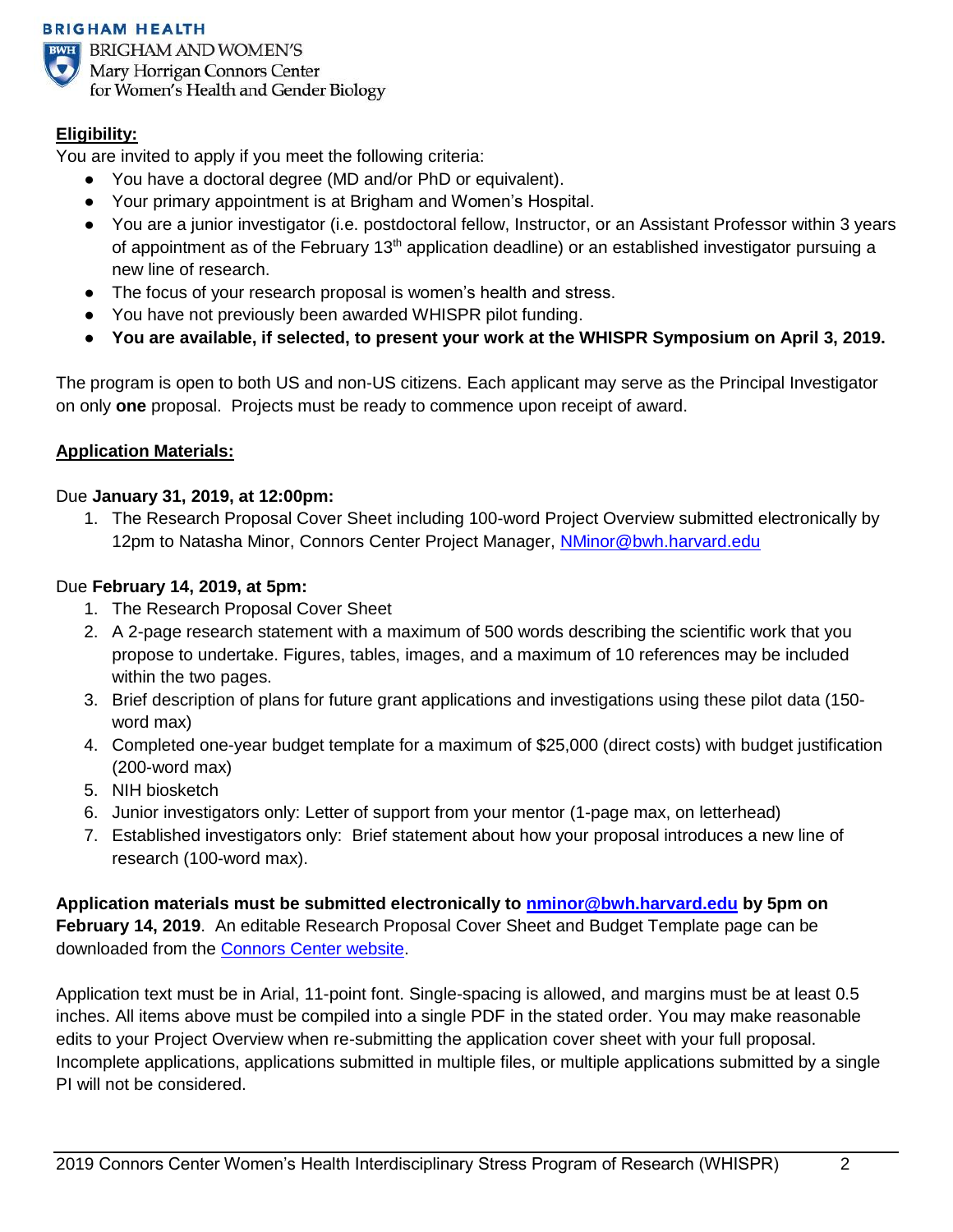**BRIGHAM HEALTH**

BRIGHAM AND WOMEN'S
Mary Horrigan Connors Center
for Women's Health and Gender Biology

## Eligibility:

You are invited to apply if you meet the following criteria:

- You have a doctoral degree (MD and/or PhD or equivalent).
- Your primary appointment is at Brigham and Women's Hospital.
- You are a junior investigator (i.e. postdoctoral fellow, Instructor, or an Assistant Professor within 3 years of appointment as of the February 13th application deadline) or an established investigator pursuing a new line of research.
- The focus of your research proposal is women's health and stress.
- You have not previously been awarded WHISPR pilot funding.
- **You are available, if selected, to present your work at the WHISPR Symposium on April 3, 2019.**

The program is open to both US and non-US citizens. Each applicant may serve as the Principal Investigator on only **one** proposal. Projects must be ready to commence upon receipt of award.

## Application Materials:

Due **January 31, 2019, at 12:00pm:**

1. The Research Proposal Cover Sheet including 100-word Project Overview submitted electronically by 12pm to Natasha Minor, Connors Center Project Manager, NMinor@bwh.harvard.edu

Due **February 14, 2019, at 5pm:**

1. The Research Proposal Cover Sheet
2. A 2-page research statement with a maximum of 500 words describing the scientific work that you propose to undertake. Figures, tables, images, and a maximum of 10 references may be included within the two pages.
3. Brief description of plans for future grant applications and investigations using these pilot data (150-word max)
4. Completed one-year budget template for a maximum of $25,000 (direct costs) with budget justification (200-word max)
5. NIH biosketch
6. Junior investigators only: Letter of support from your mentor (1-page max, on letterhead)
7. Established investigators only: Brief statement about how your proposal introduces a new line of research (100-word max).

**Application materials must be submitted electronically to nminor@bwh.harvard.edu by 5pm on February 14, 2019**. An editable Research Proposal Cover Sheet and Budget Template page can be downloaded from the Connors Center website.

Application text must be in Arial, 11-point font. Single-spacing is allowed, and margins must be at least 0.5 inches. All items above must be compiled into a single PDF in the stated order. You may make reasonable edits to your Project Overview when re-submitting the application cover sheet with your full proposal. Incomplete applications, applications submitted in multiple files, or multiple applications submitted by a single PI will not be considered.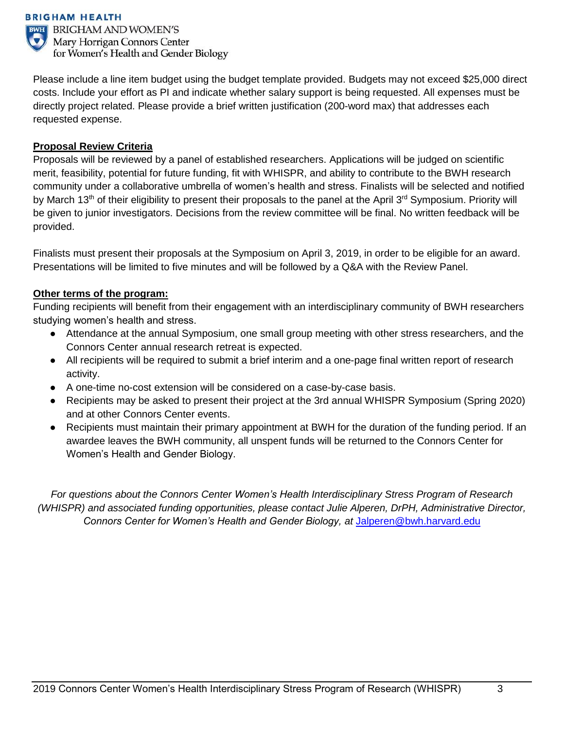Please include a line item budget using the budget template provided. Budgets may not exceed $25,000 direct costs. Include your effort as PI and indicate whether salary support is being requested. All expenses must be directly project related. Please provide a brief written justification (200-word max) that addresses each requested expense.

**Proposal Review Criteria**

Proposals will be reviewed by a panel of established researchers. Applications will be judged on scientific merit, feasibility, potential for future funding, fit with WHISPR, and ability to contribute to the BWH research community under a collaborative umbrella of women's health and stress. Finalists will be selected and notified by March 13th of their eligibility to present their proposals to the panel at the April 3rd Symposium. Priority will be given to junior investigators. Decisions from the review committee will be final. No written feedback will be provided.

Finalists must present their proposals at the Symposium on April 3, 2019, in order to be eligible for an award. Presentations will be limited to five minutes and will be followed by a Q&A with the Review Panel.

**Other terms of the program:**

Funding recipients will benefit from their engagement with an interdisciplinary community of BWH researchers studying women's health and stress.

- Attendance at the annual Symposium, one small group meeting with other stress researchers, and the Connors Center annual research retreat is expected.
- All recipients will be required to submit a brief interim and a one-page final written report of research activity.
- A one-time no-cost extension will be considered on a case-by-case basis.
- Recipients may be asked to present their project at the 3rd annual WHISPR Symposium (Spring 2020) and at other Connors Center events.
- Recipients must maintain their primary appointment at BWH for the duration of the funding period. If an awardee leaves the BWH community, all unspent funds will be returned to the Connors Center for Women's Health and Gender Biology.

*For questions about the Connors Center Women's Health Interdisciplinary Stress Program of Research (WHISPR) and associated funding opportunities, please contact Julie Alperen, DrPH, Administrative Director, Connors Center for Women's Health and Gender Biology, at* Jalperen@bwh.harvard.edu